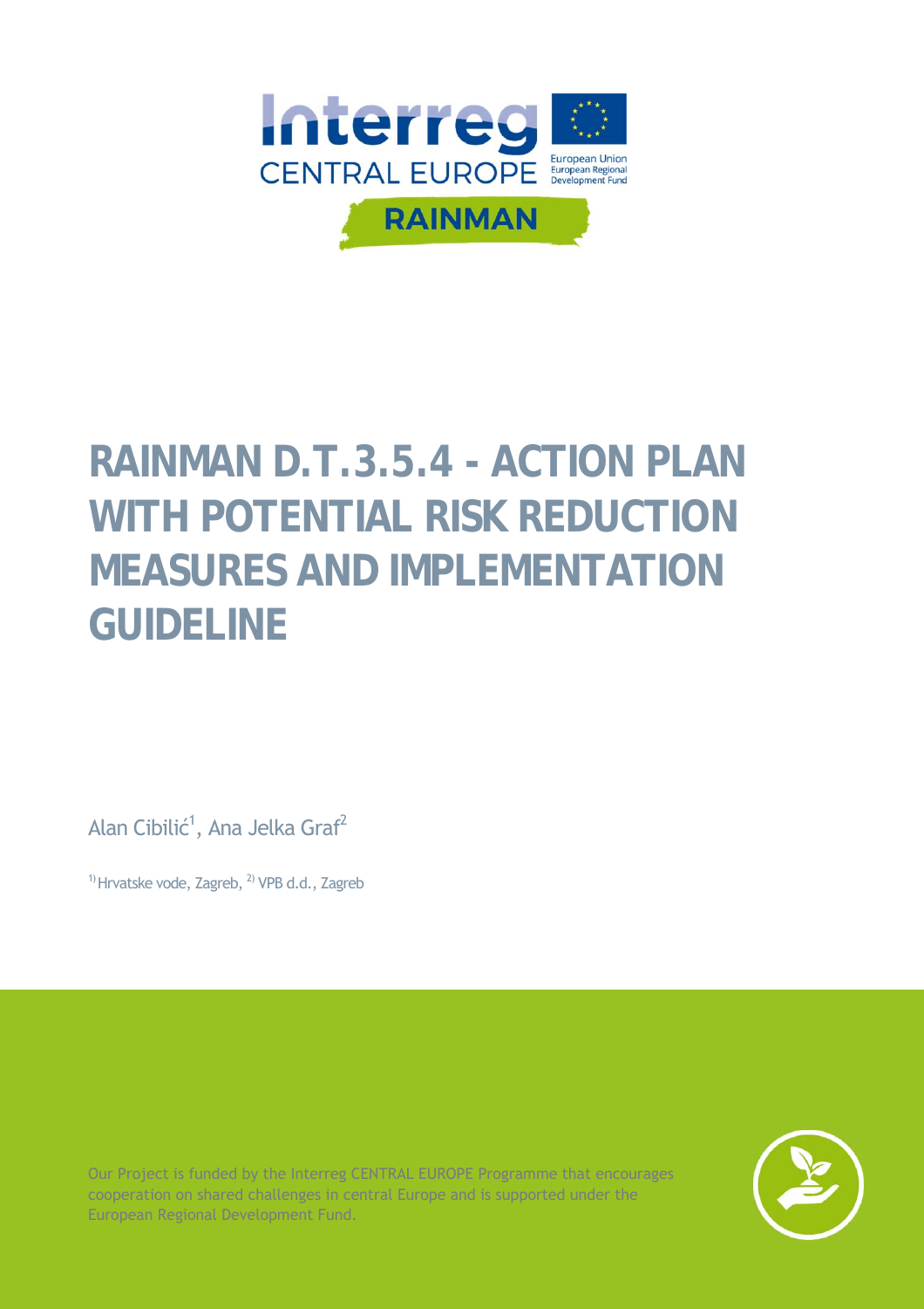Interreg CENTRAL EUROPE

European Union European Regional Development Fund

RAINMAN

# RAINMAN D.T.3.5.4 - ACTION PLAN WITH POTENTIAL RISK REDUCTION MEASURES AND IMPLEMENTATION GUIDELINE

Alan Cibilić[1], Ana Jelka Graf[2]

[1] Hrvatske vode, Zagreb, [2] VPB d.d., Zagreb

Our Project is funded by the Interreg CENTRAL EUROPE Programme that encourages cooperation on shared challenges in central Europe and is supported under the European Regional Development Fund.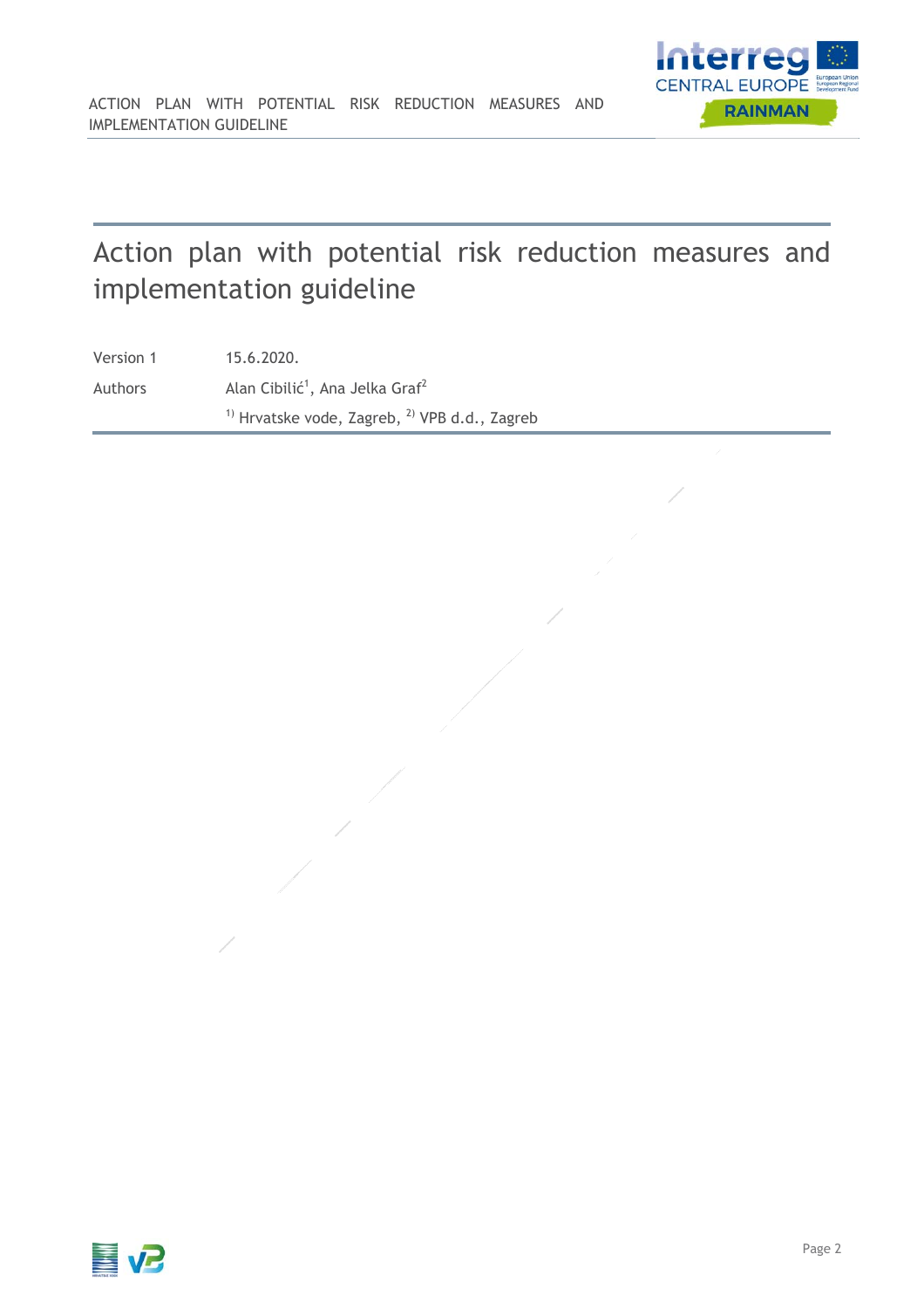# Action plan with potential risk reduction measures and implementation guideline

| | |
|---|---|
| Version 1 | 15.6.2020. |
| Authors | Alan Cibilić[1], Ana Jelka Graf[2] |
| | [1] Hrvatske vode, Zagreb, [2] VPB d.d., Zagreb |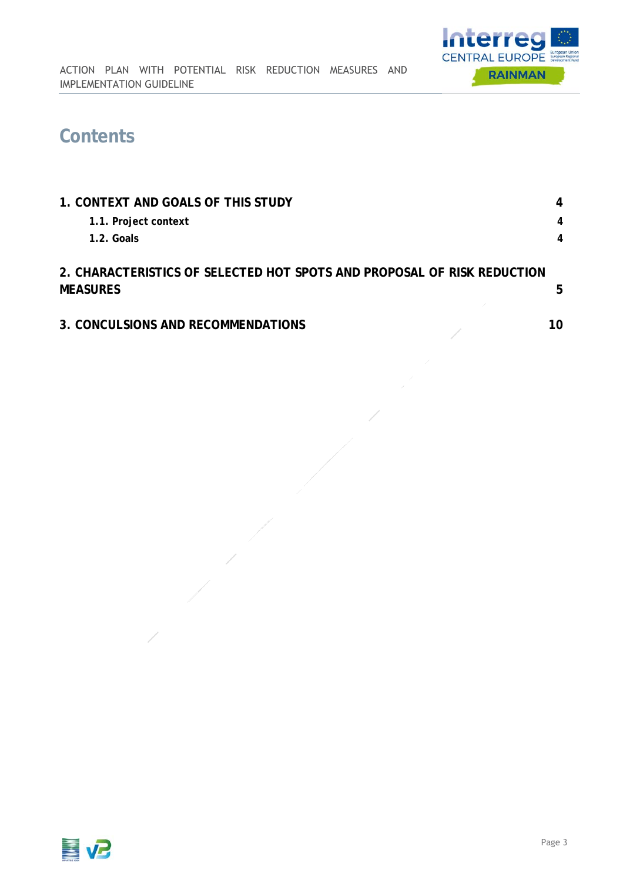# Contents

| | |
|---|---|
| **1. CONTEXT AND GOALS OF THIS STUDY** | **4** |
| **1.1. Project context** | **4** |
| **1.2. Goals** | **4** |
| **2. CHARACTERISTICS OF SELECTED HOT SPOTS AND PROPOSAL OF RISK REDUCTION MEASURES** | **5** |
| **3. CONCULSIONS AND RECOMMENDATIONS** | **10** |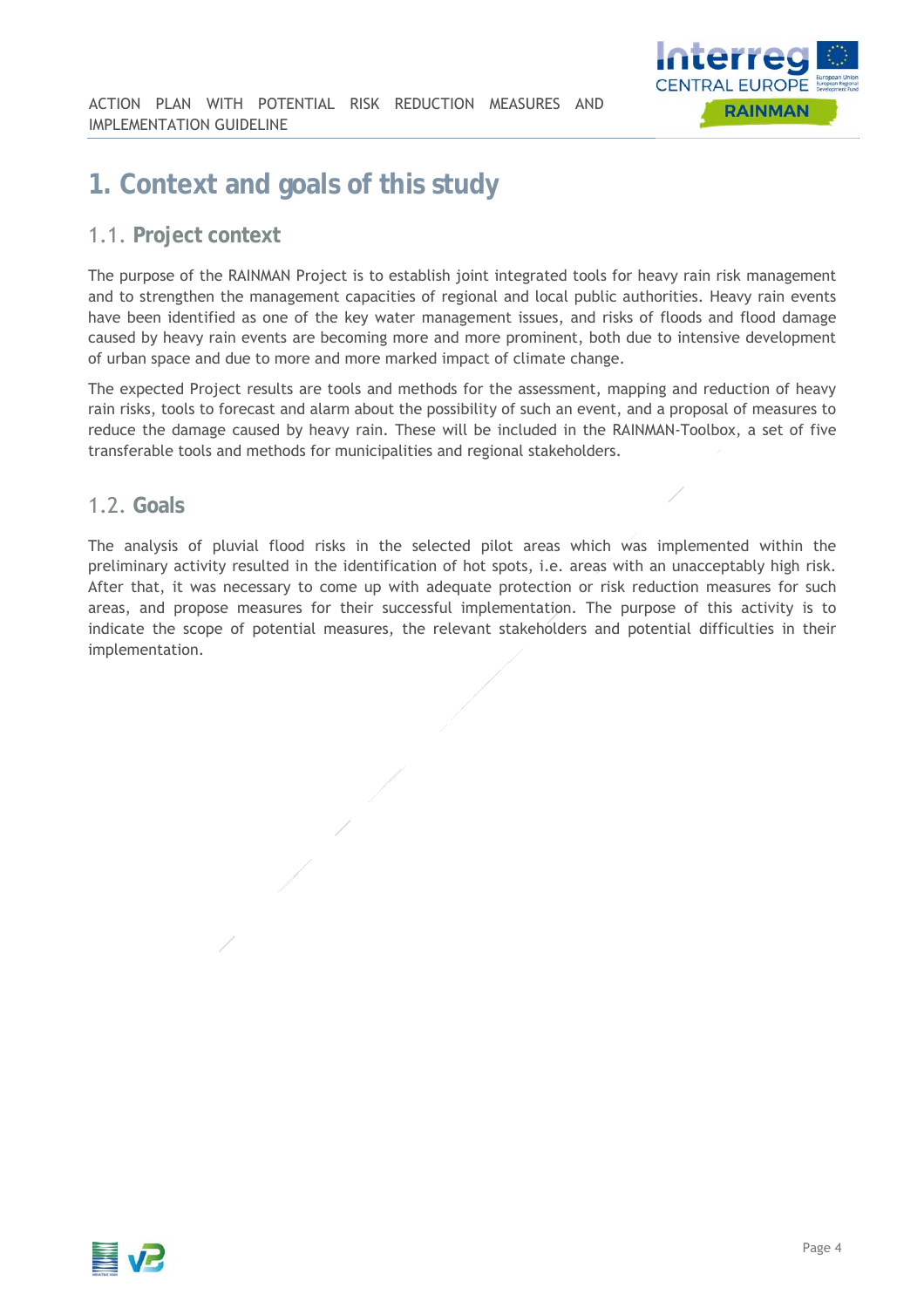# 1. Context and goals of this study

## 1.1. Project context

The purpose of the RAINMAN Project is to establish joint integrated tools for heavy rain risk management and to strengthen the management capacities of regional and local public authorities. Heavy rain events have been identified as one of the key water management issues, and risks of floods and flood damage caused by heavy rain events are becoming more and more prominent, both due to intensive development of urban space and due to more and more marked impact of climate change.

The expected Project results are tools and methods for the assessment, mapping and reduction of heavy rain risks, tools to forecast and alarm about the possibility of such an event, and a proposal of measures to reduce the damage caused by heavy rain. These will be included in the RAINMAN-Toolbox, a set of five transferable tools and methods for municipalities and regional stakeholders.

## 1.2. Goals

The analysis of pluvial flood risks in the selected pilot areas which was implemented within the preliminary activity resulted in the identification of hot spots, i.e. areas with an unacceptably high risk. After that, it was necessary to come up with adequate protection or risk reduction measures for such areas, and propose measures for their successful implementation. The purpose of this activity is to indicate the scope of potential measures, the relevant stakeholders and potential difficulties in their implementation.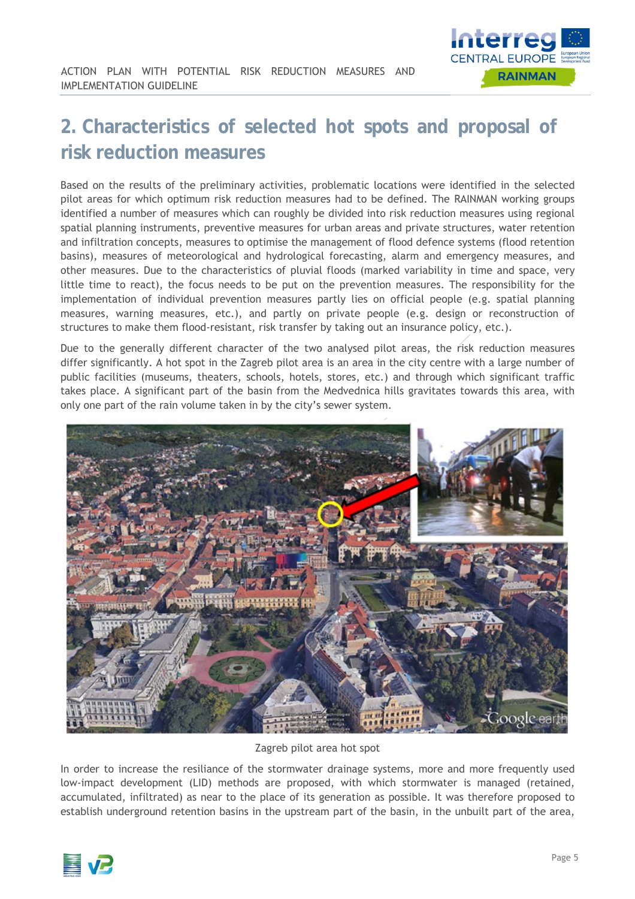# 2. Characteristics of selected hot spots and proposal of risk reduction measures

Based on the results of the preliminary activities, problematic locations were identified in the selected pilot areas for which optimum risk reduction measures had to be defined. The RAINMAN working groups identified a number of measures which can roughly be divided into risk reduction measures using regional spatial planning instruments, preventive measures for urban areas and private structures, water retention and infiltration concepts, measures to optimise the management of flood defence systems (flood retention basins), measures of meteorological and hydrological forecasting, alarm and emergency measures, and other measures. Due to the characteristics of pluvial floods (marked variability in time and space, very little time to react), the focus needs to be put on the prevention measures. The responsibility for the implementation of individual prevention measures partly lies on official people (e.g. spatial planning measures, warning measures, etc.), and partly on private people (e.g. design or reconstruction of structures to make them flood-resistant, risk transfer by taking out an insurance policy, etc.).

Due to the generally different character of the two analysed pilot areas, the risk reduction measures differ significantly. A hot spot in the Zagreb pilot area is an area in the city centre with a large number of public facilities (museums, theaters, schools, hotels, stores, etc.) and through which significant traffic takes place. A significant part of the basin from the Medvednica hills gravitates towards this area, with only one part of the rain volume taken in by the city's sewer system.

Zagreb pilot area hot spot

In order to increase the resiliance of the stormwater drainage systems, more and more frequently used low-impact development (LID) methods are proposed, with which stormwater is managed (retained, accumulated, infiltrated) as near to the place of its generation as possible. It was therefore proposed to establish underground retention basins in the upstream part of the basin, in the unbuilt part of the area,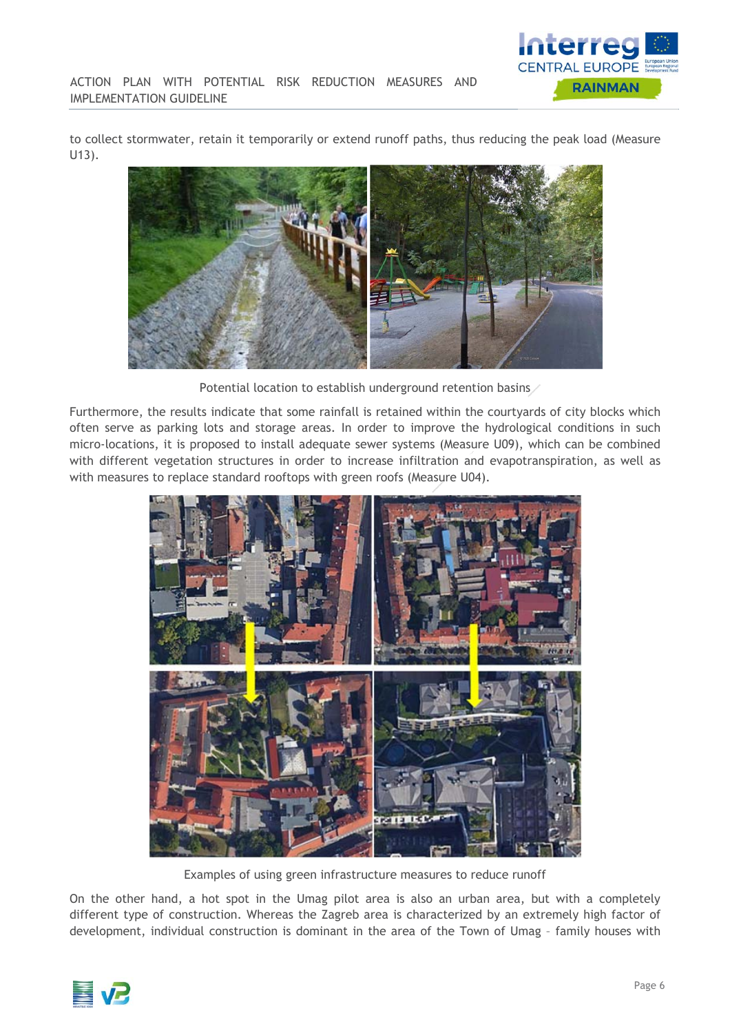to collect stormwater, retain it temporarily or extend runoff paths, thus reducing the peak load (Measure U13).

Potential location to establish underground retention basins

Furthermore, the results indicate that some rainfall is retained within the courtyards of city blocks which often serve as parking lots and storage areas. In order to improve the hydrological conditions in such micro-locations, it is proposed to install adequate sewer systems (Measure U09), which can be combined with different vegetation structures in order to increase infiltration and evapotranspiration, as well as with measures to replace standard rooftops with green roofs (Measure U04).

Examples of using green infrastructure measures to reduce runoff

On the other hand, a hot spot in the Umag pilot area is also an urban area, but with a completely different type of construction. Whereas the Zagreb area is characterized by an extremely high factor of development, individual construction is dominant in the area of the Town of Umag – family houses with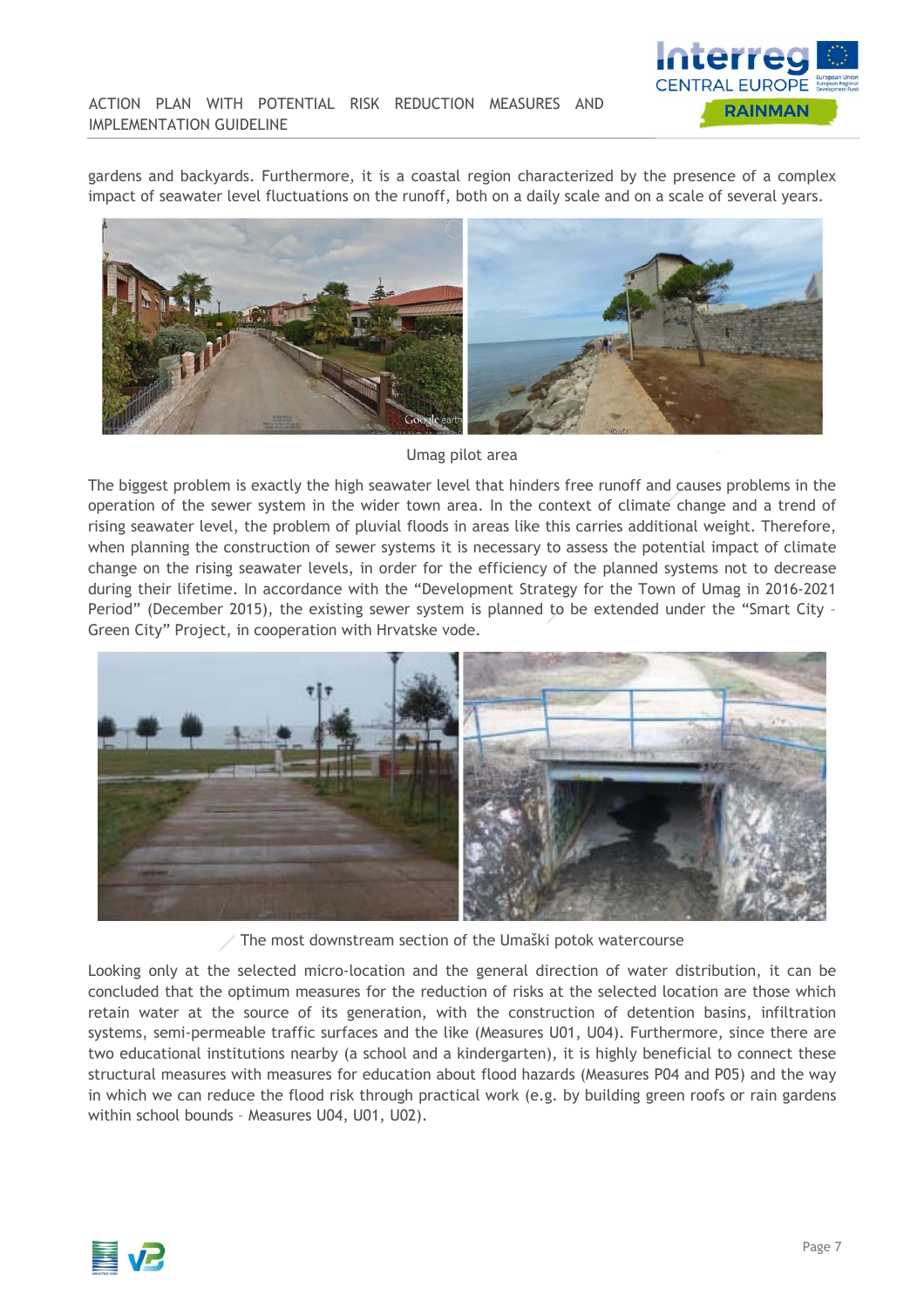gardens and backyards. Furthermore, it is a coastal region characterized by the presence of a complex impact of seawater level fluctuations on the runoff, both on a daily scale and on a scale of several years.

Umag pilot area

The biggest problem is exactly the high seawater level that hinders free runoff and causes problems in the operation of the sewer system in the wider town area. In the context of climate change and a trend of rising seawater level, the problem of pluvial floods in areas like this carries additional weight. Therefore, when planning the construction of sewer systems it is necessary to assess the potential impact of climate change on the rising seawater levels, in order for the efficiency of the planned systems not to decrease during their lifetime. In accordance with the "Development Strategy for the Town of Umag in 2016-2021 Period" (December 2015), the existing sewer system is planned to be extended under the "Smart City – Green City" Project, in cooperation with Hrvatske vode.

The most downstream section of the Umaški potok watercourse

Looking only at the selected micro-location and the general direction of water distribution, it can be concluded that the optimum measures for the reduction of risks at the selected location are those which retain water at the source of its generation, with the construction of detention basins, infiltration systems, semi-permeable traffic surfaces and the like (Measures U01, U04). Furthermore, since there are two educational institutions nearby (a school and a kindergarten), it is highly beneficial to connect these structural measures with measures for education about flood hazards (Measures P04 and P05) and the way in which we can reduce the flood risk through practical work (e.g. by building green roofs or rain gardens within school bounds – Measures U04, U01, U02).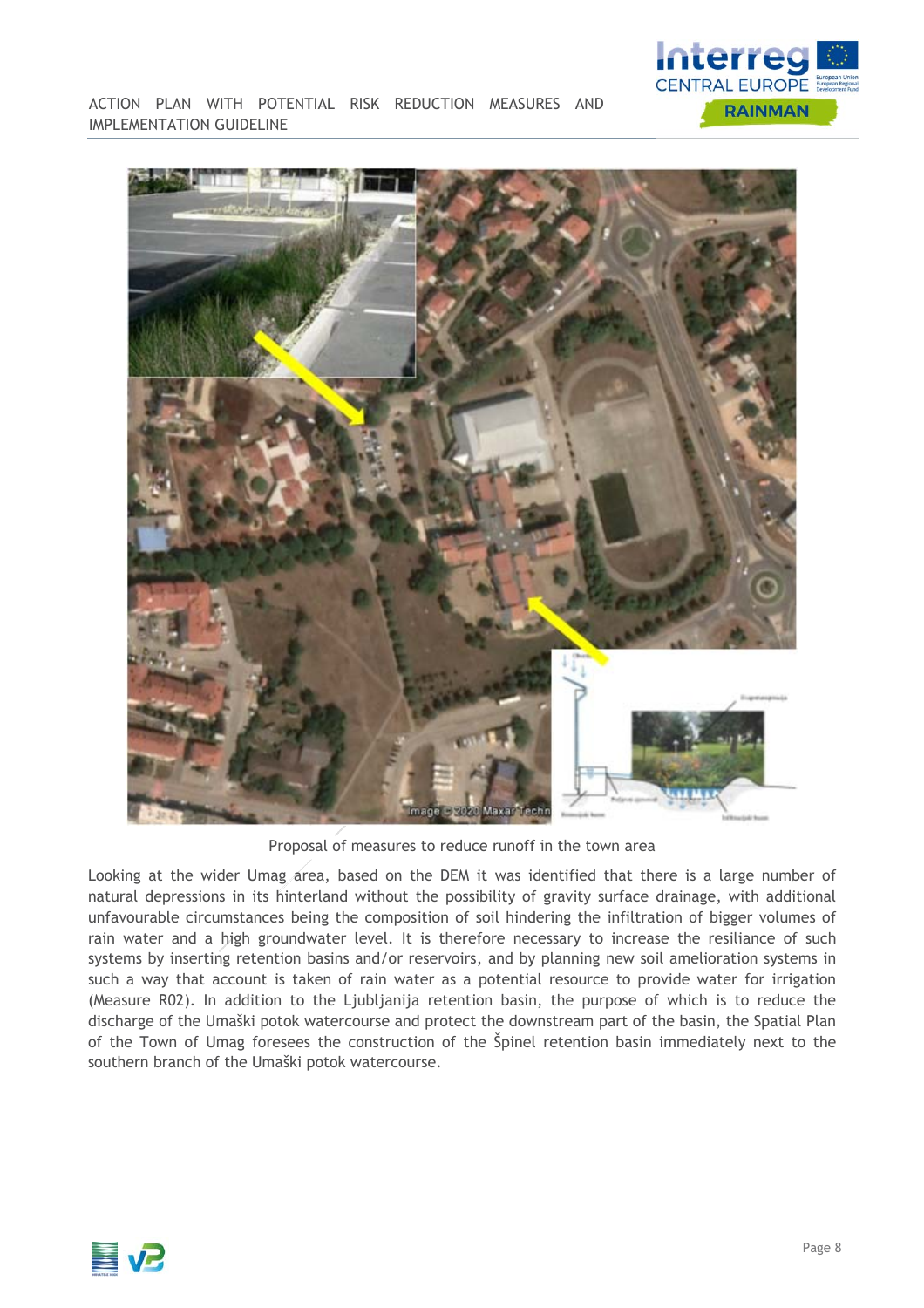Proposal of measures to reduce runoff in the town area

Looking at the wider Umag area, based on the DEM it was identified that there is a large number of natural depressions in its hinterland without the possibility of gravity surface drainage, with additional unfavourable circumstances being the composition of soil hindering the infiltration of bigger volumes of rain water and a high groundwater level. It is therefore necessary to increase the resiliance of such systems by inserting retention basins and/or reservoirs, and by planning new soil amelioration systems in such a way that account is taken of rain water as a potential resource to provide water for irrigation (Measure R02). In addition to the Ljubljanija retention basin, the purpose of which is to reduce the discharge of the Umaški potok watercourse and protect the downstream part of the basin, the Spatial Plan of the Town of Umag foresees the construction of the Špinel retention basin immediately next to the southern branch of the Umaški potok watercourse.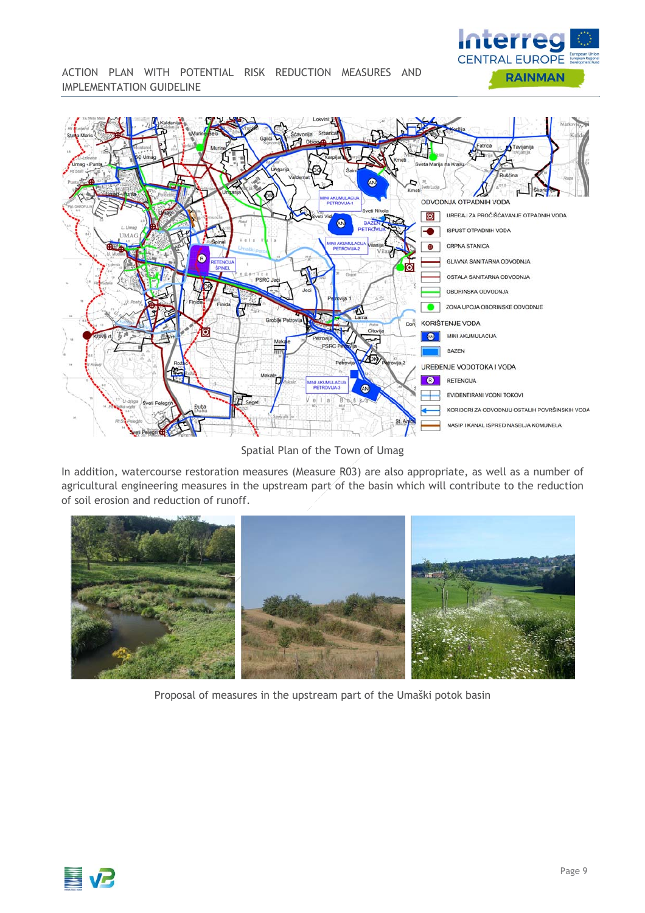Spatial Plan of the Town of Umag

In addition, watercourse restoration measures (Measure R03) are also appropriate, as well as a number of agricultural engineering measures in the upstream part of the basin which will contribute to the reduction of soil erosion and reduction of runoff.

Proposal of measures in the upstream part of the Umaški potok basin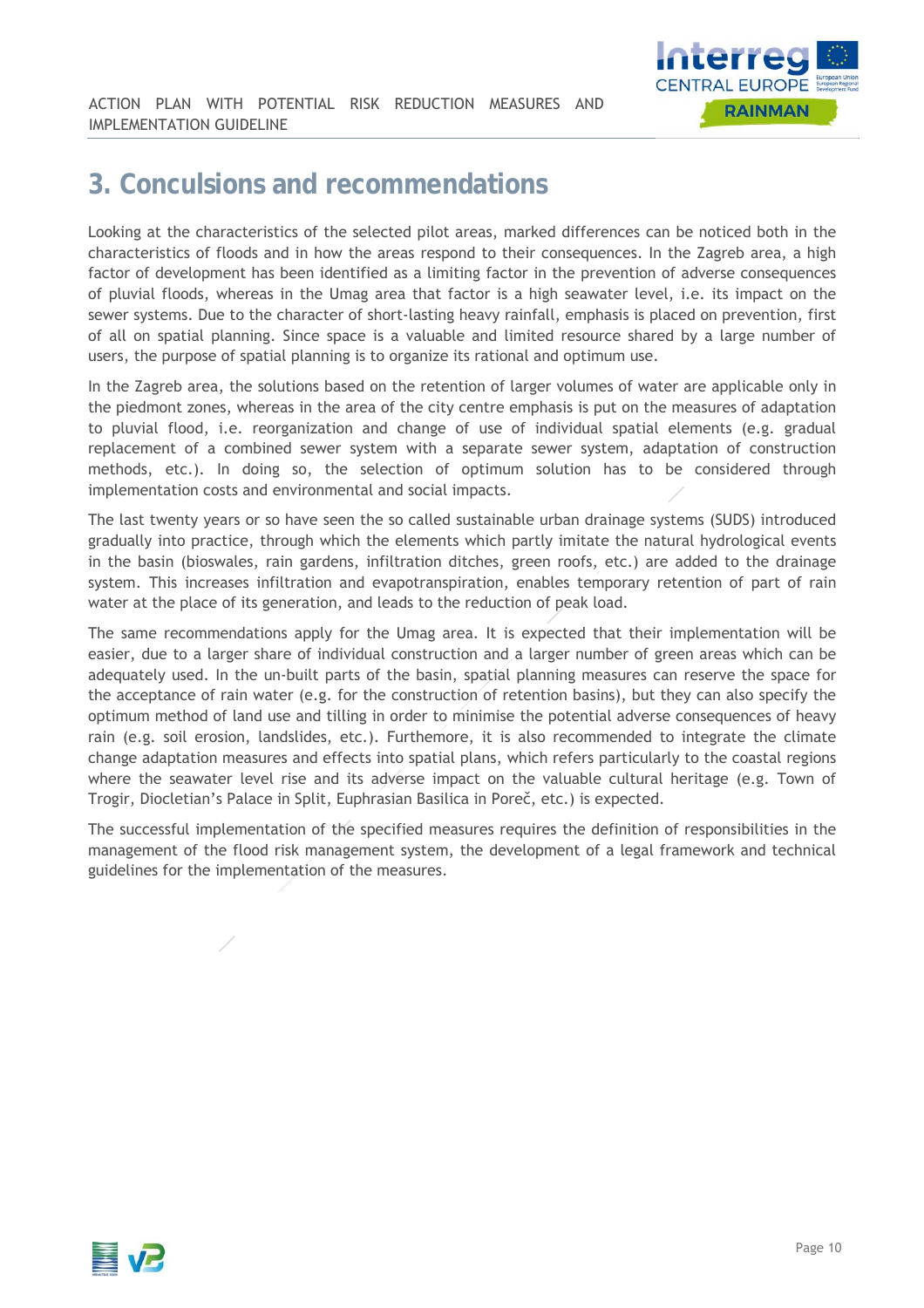# 3. Conculsions and recommendations

Looking at the characteristics of the selected pilot areas, marked differences can be noticed both in the characteristics of floods and in how the areas respond to their consequences. In the Zagreb area, a high factor of development has been identified as a limiting factor in the prevention of adverse consequences of pluvial floods, whereas in the Umag area that factor is a high seawater level, i.e. its impact on the sewer systems. Due to the character of short-lasting heavy rainfall, emphasis is placed on prevention, first of all on spatial planning. Since space is a valuable and limited resource shared by a large number of users, the purpose of spatial planning is to organize its rational and optimum use.

In the Zagreb area, the solutions based on the retention of larger volumes of water are applicable only in the piedmont zones, whereas in the area of the city centre emphasis is put on the measures of adaptation to pluvial flood, i.e. reorganization and change of use of individual spatial elements (e.g. gradual replacement of a combined sewer system with a separate sewer system, adaptation of construction methods, etc.). In doing so, the selection of optimum solution has to be considered through implementation costs and environmental and social impacts.

The last twenty years or so have seen the so called sustainable urban drainage systems (SUDS) introduced gradually into practice, through which the elements which partly imitate the natural hydrological events in the basin (bioswales, rain gardens, infiltration ditches, green roofs, etc.) are added to the drainage system. This increases infiltration and evapotranspiration, enables temporary retention of part of rain water at the place of its generation, and leads to the reduction of peak load.

The same recommendations apply for the Umag area. It is expected that their implementation will be easier, due to a larger share of individual construction and a larger number of green areas which can be adequately used. In the un-built parts of the basin, spatial planning measures can reserve the space for the acceptance of rain water (e.g. for the construction of retention basins), but they can also specify the optimum method of land use and tilling in order to minimise the potential adverse consequences of heavy rain (e.g. soil erosion, landslides, etc.). Furthemore, it is also recommended to integrate the climate change adaptation measures and effects into spatial plans, which refers particularly to the coastal regions where the seawater level rise and its adverse impact on the valuable cultural heritage (e.g. Town of Trogir, Diocletian's Palace in Split, Euphrasian Basilica in Poreč, etc.) is expected.

The successful implementation of the specified measures requires the definition of responsibilities in the management of the flood risk management system, the development of a legal framework and technical guidelines for the implementation of the measures.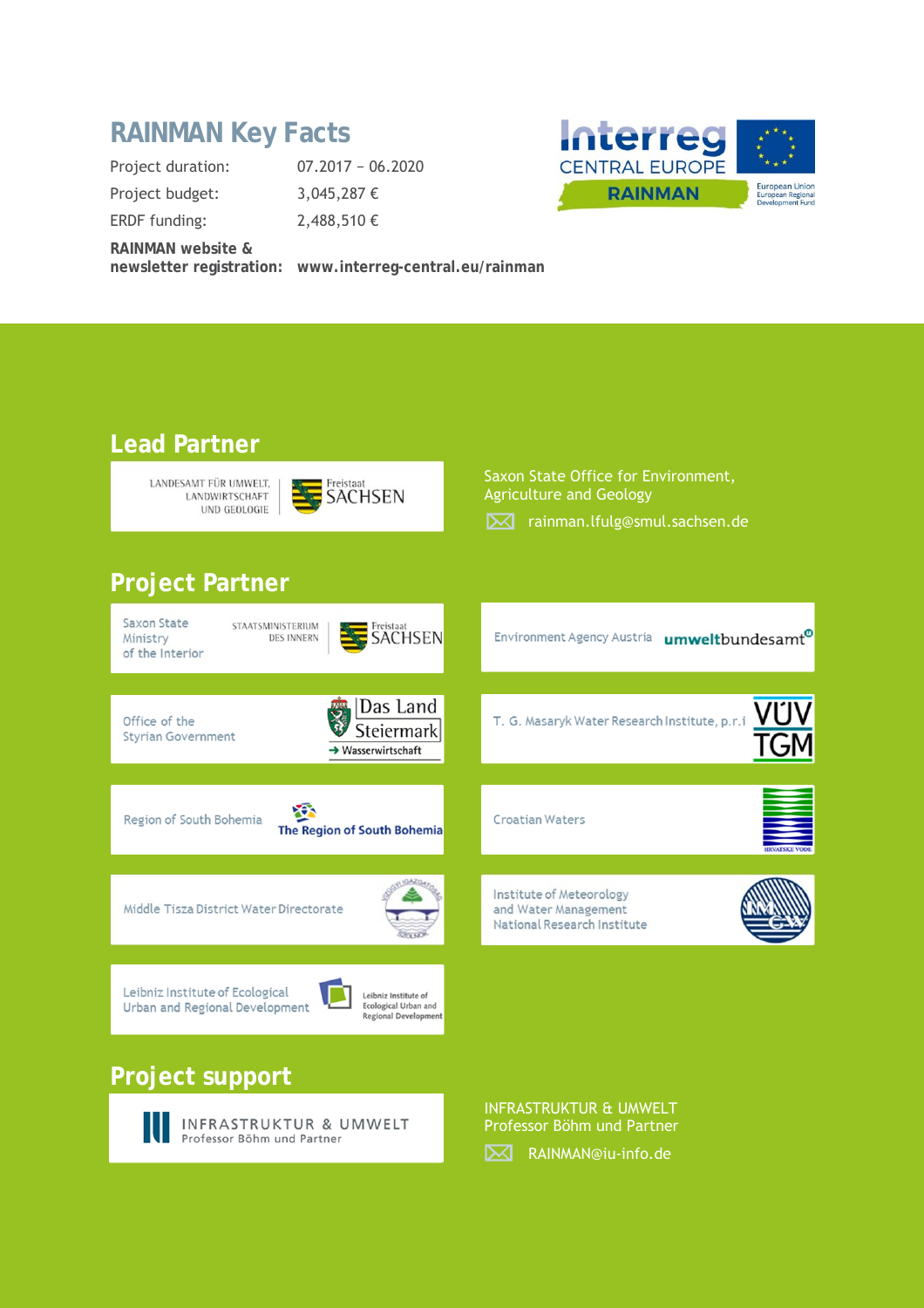## RAINMAN Key Facts

| | |
|---|---|
| Project duration: | 07.2017 – 06.2020 |
| Project budget: | 3,045,287 € |
| ERDF funding: | 2,488,510 € |
| **RAINMAN website & newsletter registration:** | **www.interreg-central.eu/rainman** |

Interreg CENTRAL EUROPE RAINMAN

European Union European Regional Development Fund

## Lead Partner

LANDESAMT FÜR UMWELT, LANDWIRTSCHAFT UND GEOLOGIE | Freistaat SACHSEN

Saxon State Office for Environment, Agriculture and Geology

rainman.lfulg@smul.sachsen.de

## Project Partner

Saxon State Ministry of the Interior — STAATSMINISTERIUM DES INNERN | Freistaat SACHSEN

Environment Agency Austria — umweltbundesamt

Office of the Styrian Government — Das Land Steiermark → Wasserwirtschaft

T. G. Masaryk Water Research Institute, p.r.i — VÚV TGM

Region of South Bohemia — The Region of South Bohemia

Croatian Waters — HRVATSKE VODE

Middle Tisza District Water Directorate

Institute of Meteorology and Water Management National Research Institute — IMGW

Leibniz Institute of Ecological Urban and Regional Development — Leibniz Institute of Ecological Urban and Regional Development

## Project support

INFRASTRUKTUR & UMWELT Professor Böhm und Partner

INFRASTRUKTUR & UMWELT
Professor Böhm und Partner

RAINMAN@iu-info.de